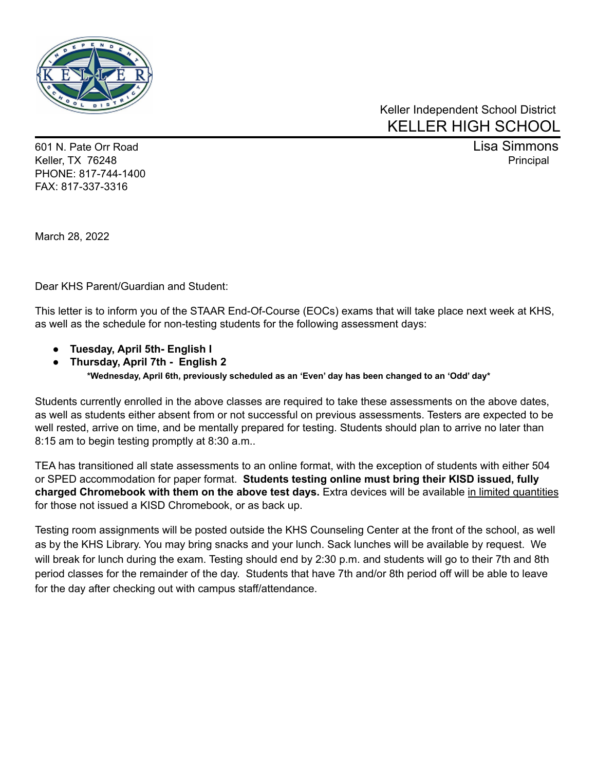Keller Independent School District

# KELLER HIGH SCHOOL

601 N. Pate Orr Road
Keller, TX 76248
PHONE: 817-744-1400
FAX: 817-337-3316

Lisa Simmons
Principal

March 28, 2022

Dear KHS Parent/Guardian and Student:

This letter is to inform you of the STAAR End-Of-Course (EOCs) exams that will take place next week at KHS, as well as the schedule for non-testing students for the following assessment days:

- **Tuesday, April 5th- English I**
- **Thursday, April 7th - English 2**

**\*Wednesday, April 6th, previously scheduled as an 'Even' day has been changed to an 'Odd' day\***

Students currently enrolled in the above classes are required to take these assessments on the above dates, as well as students either absent from or not successful on previous assessments. Testers are expected to be well rested, arrive on time, and be mentally prepared for testing. Students should plan to arrive no later than 8:15 am to begin testing promptly at 8:30 a.m..

TEA has transitioned all state assessments to an online format, with the exception of students with either 504 or SPED accommodation for paper format. **Students testing online must bring their KISD issued, fully charged Chromebook with them on the above test days.** Extra devices will be available <u>in limited quantities</u> for those not issued a KISD Chromebook, or as back up.

Testing room assignments will be posted outside the KHS Counseling Center at the front of the school, as well as by the KHS Library. You may bring snacks and your lunch. Sack lunches will be available by request. We will break for lunch during the exam. Testing should end by 2:30 p.m. and students will go to their 7th and 8th period classes for the remainder of the day. Students that have 7th and/or 8th period off will be able to leave for the day after checking out with campus staff/attendance.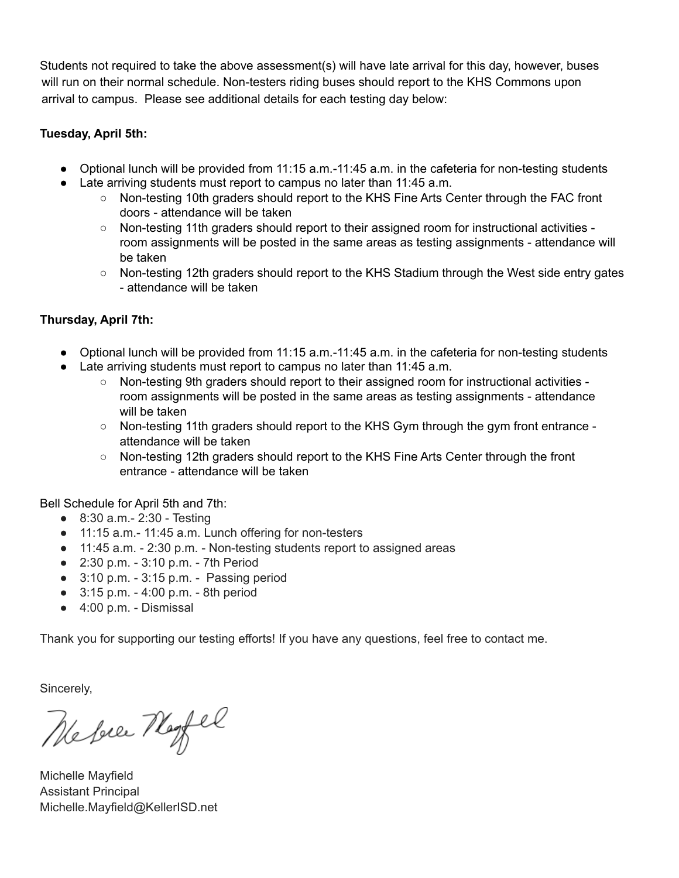Students not required to take the above assessment(s) will have late arrival for this day, however, buses will run on their normal schedule. Non-testers riding buses should report to the KHS Commons upon arrival to campus. Please see additional details for each testing day below:

**Tuesday, April 5th:**

- Optional lunch will be provided from 11:15 a.m.-11:45 a.m. in the cafeteria for non-testing students
- Late arriving students must report to campus no later than 11:45 a.m.
  - Non-testing 10th graders should report to the KHS Fine Arts Center through the FAC front doors - attendance will be taken
  - Non-testing 11th graders should report to their assigned room for instructional activities - room assignments will be posted in the same areas as testing assignments - attendance will be taken
  - Non-testing 12th graders should report to the KHS Stadium through the West side entry gates - attendance will be taken

**Thursday, April 7th:**

- Optional lunch will be provided from 11:15 a.m.-11:45 a.m. in the cafeteria for non-testing students
- Late arriving students must report to campus no later than 11:45 a.m.
  - Non-testing 9th graders should report to their assigned room for instructional activities - room assignments will be posted in the same areas as testing assignments - attendance will be taken
  - Non-testing 11th graders should report to the KHS Gym through the gym front entrance - attendance will be taken
  - Non-testing 12th graders should report to the KHS Fine Arts Center through the front entrance - attendance will be taken

Bell Schedule for April 5th and 7th:

- 8:30 a.m.- 2:30 - Testing
- 11:15 a.m.- 11:45 a.m. Lunch offering for non-testers
- 11:45 a.m. - 2:30 p.m. - Non-testing students report to assigned areas
- 2:30 p.m. - 3:10 p.m. - 7th Period
- 3:10 p.m. - 3:15 p.m. - Passing period
- 3:15 p.m. - 4:00 p.m. - 8th period
- 4:00 p.m. - Dismissal

Thank you for supporting our testing efforts! If you have any questions, feel free to contact me.

Sincerely,

Michelle Mayfield
Assistant Principal
Michelle.Mayfield@KellerISD.net